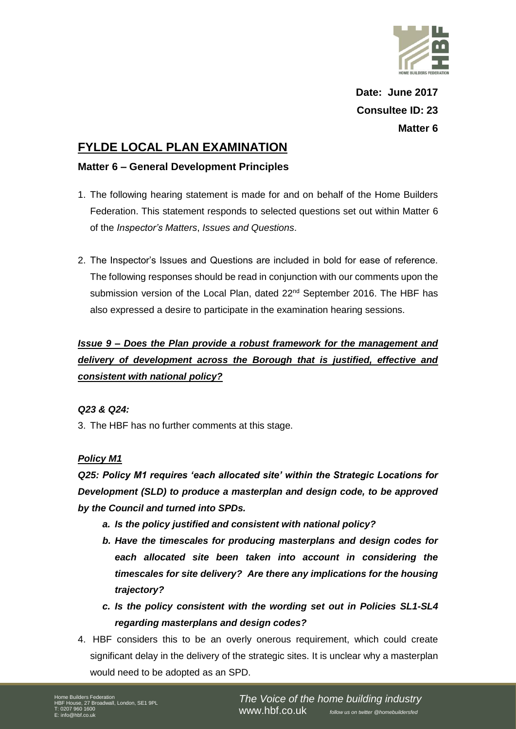**Date: June 2017**

**Consultee ID: 23**

**Matter 6**

# FYLDE LOCAL PLAN EXAMINATION

## Matter 6 – General Development Principles

1. The following hearing statement is made for and on behalf of the Home Builders Federation. This statement responds to selected questions set out within Matter 6 of the *Inspector's Matters*, *Issues and Questions*.

2. The Inspector's Issues and Questions are included in bold for ease of reference. The following responses should be read in conjunction with our comments upon the submission version of the Local Plan, dated 22nd September 2016. The HBF has also expressed a desire to participate in the examination hearing sessions.

***Issue 9 – Does the Plan provide a robust framework for the management and delivery of development across the Borough that is justified, effective and consistent with national policy?***

***Q23 & Q24:***

3. The HBF has no further comments at this stage.

***Policy M1***

***Q25: Policy M1 requires 'each allocated site' within the Strategic Locations for Development (SLD) to produce a masterplan and design code, to be approved by the Council and turned into SPDs.***

- ***a. Is the policy justified and consistent with national policy?***
- ***b. Have the timescales for producing masterplans and design codes for each allocated site been taken into account in considering the timescales for site delivery? Are there any implications for the housing trajectory?***
- ***c. Is the policy consistent with the wording set out in Policies SL1-SL4 regarding masterplans and design codes?***

4. HBF considers this to be an overly onerous requirement, which could create significant delay in the delivery of the strategic sites. It is unclear why a masterplan would need to be adopted as an SPD.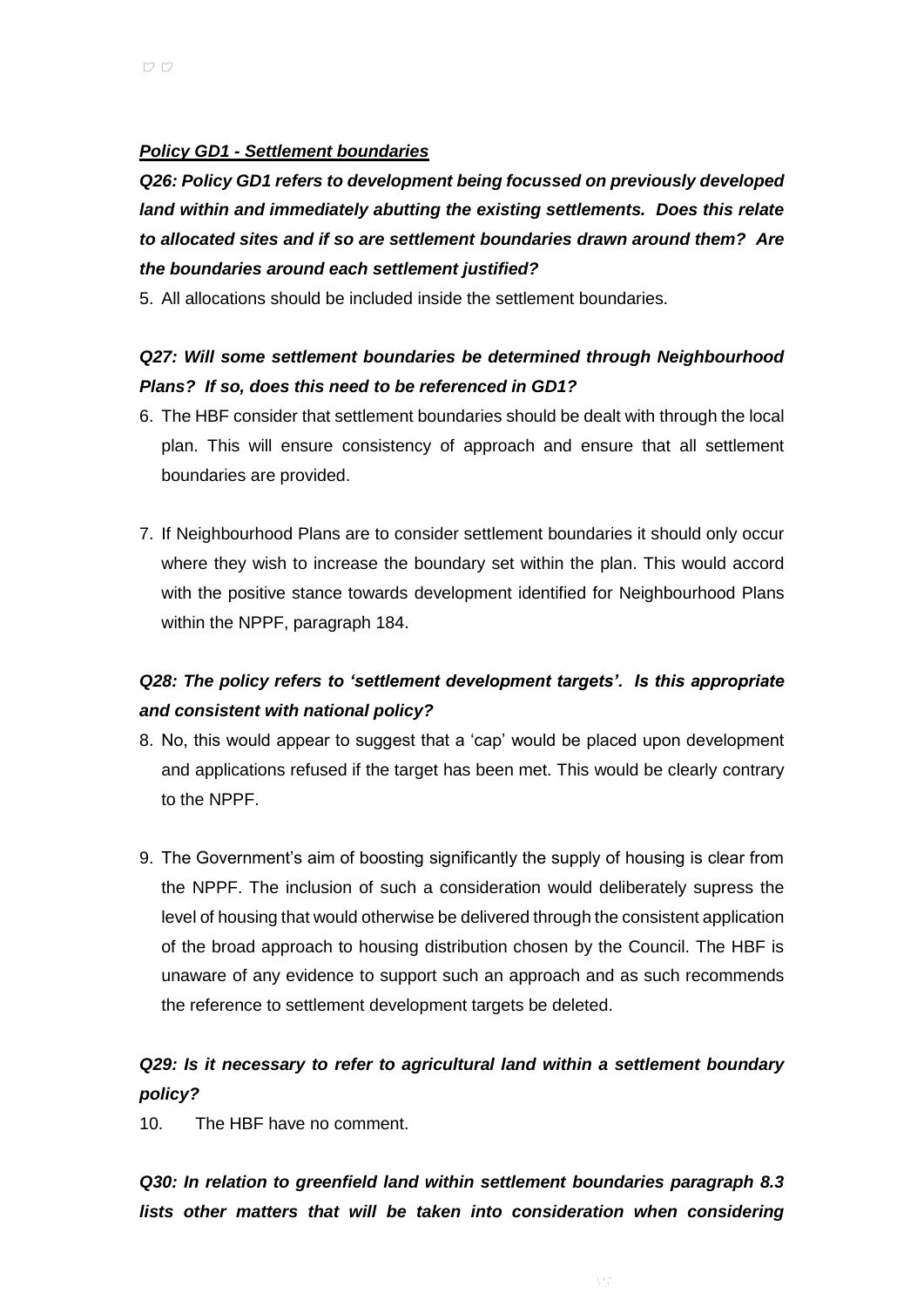***Policy GD1 - Settlement boundaries***

***Q26: Policy GD1 refers to development being focussed on previously developed land within and immediately abutting the existing settlements. Does this relate to allocated sites and if so are settlement boundaries drawn around them? Are the boundaries around each settlement justified?***

5. All allocations should be included inside the settlement boundaries.

***Q27: Will some settlement boundaries be determined through Neighbourhood Plans? If so, does this need to be referenced in GD1?***

6. The HBF consider that settlement boundaries should be dealt with through the local plan. This will ensure consistency of approach and ensure that all settlement boundaries are provided.

7. If Neighbourhood Plans are to consider settlement boundaries it should only occur where they wish to increase the boundary set within the plan. This would accord with the positive stance towards development identified for Neighbourhood Plans within the NPPF, paragraph 184.

***Q28: The policy refers to 'settlement development targets'. Is this appropriate and consistent with national policy?***

8. No, this would appear to suggest that a 'cap' would be placed upon development and applications refused if the target has been met. This would be clearly contrary to the NPPF.

9. The Government's aim of boosting significantly the supply of housing is clear from the NPPF. The inclusion of such a consideration would deliberately supress the level of housing that would otherwise be delivered through the consistent application of the broad approach to housing distribution chosen by the Council. The HBF is unaware of any evidence to support such an approach and as such recommends the reference to settlement development targets be deleted.

***Q29: Is it necessary to refer to agricultural land within a settlement boundary policy?***

10. The HBF have no comment.

***Q30: In relation to greenfield land within settlement boundaries paragraph 8.3 lists other matters that will be taken into consideration when considering***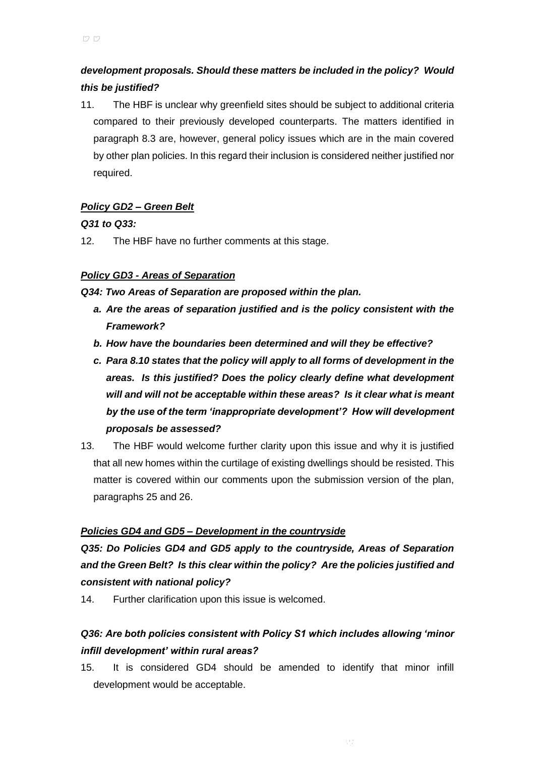***development proposals. Should these matters be included in the policy? Would this be justified?***

11. The HBF is unclear why greenfield sites should be subject to additional criteria compared to their previously developed counterparts. The matters identified in paragraph 8.3 are, however, general policy issues which are in the main covered by other plan policies. In this regard their inclusion is considered neither justified nor required.

***Policy GD2 – Green Belt***

***Q31 to Q33:***

12. The HBF have no further comments at this stage.

***Policy GD3 - Areas of Separation***

***Q34: Two Areas of Separation are proposed within the plan.***

- ***a. Are the areas of separation justified and is the policy consistent with the Framework?***
- ***b. How have the boundaries been determined and will they be effective?***
- ***c. Para 8.10 states that the policy will apply to all forms of development in the areas. Is this justified? Does the policy clearly define what development will and will not be acceptable within these areas? Is it clear what is meant by the use of the term 'inappropriate development'? How will development proposals be assessed?***

13. The HBF would welcome further clarity upon this issue and why it is justified that all new homes within the curtilage of existing dwellings should be resisted. This matter is covered within our comments upon the submission version of the plan, paragraphs 25 and 26.

***Policies GD4 and GD5 – Development in the countryside***

***Q35: Do Policies GD4 and GD5 apply to the countryside, Areas of Separation and the Green Belt? Is this clear within the policy? Are the policies justified and consistent with national policy?***

14. Further clarification upon this issue is welcomed.

***Q36: Are both policies consistent with Policy S1 which includes allowing 'minor infill development' within rural areas?***

15. It is considered GD4 should be amended to identify that minor infill development would be acceptable.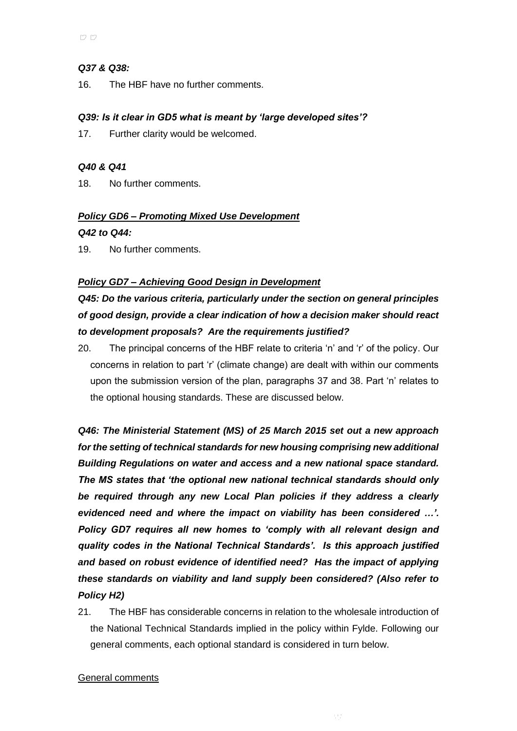***Q37 & Q38:***

16. The HBF have no further comments.

***Q39: Is it clear in GD5 what is meant by 'large developed sites'?***

17. Further clarity would be welcomed.

***Q40 & Q41***

18. No further comments.

***<u>Policy GD6 – Promoting Mixed Use Development</u>***

***Q42 to Q44:***

19. No further comments.

***<u>Policy GD7 – Achieving Good Design in Development</u>***

***Q45: Do the various criteria, particularly under the section on general principles of good design, provide a clear indication of how a decision maker should react to development proposals? Are the requirements justified?***

20. The principal concerns of the HBF relate to criteria 'n' and 'r' of the policy. Our concerns in relation to part 'r' (climate change) are dealt with within our comments upon the submission version of the plan, paragraphs 37 and 38. Part 'n' relates to the optional housing standards. These are discussed below.

***Q46: The Ministerial Statement (MS) of 25 March 2015 set out a new approach for the setting of technical standards for new housing comprising new additional Building Regulations on water and access and a new national space standard. The MS states that 'the optional new national technical standards should only be required through any new Local Plan policies if they address a clearly evidenced need and where the impact on viability has been considered …'. Policy GD7 requires all new homes to 'comply with all relevant design and quality codes in the National Technical Standards'. Is this approach justified and based on robust evidence of identified need? Has the impact of applying these standards on viability and land supply been considered? (Also refer to Policy H2)***

21. The HBF has considerable concerns in relation to the wholesale introduction of the National Technical Standards implied in the policy within Fylde. Following our general comments, each optional standard is considered in turn below.

<u>General comments</u>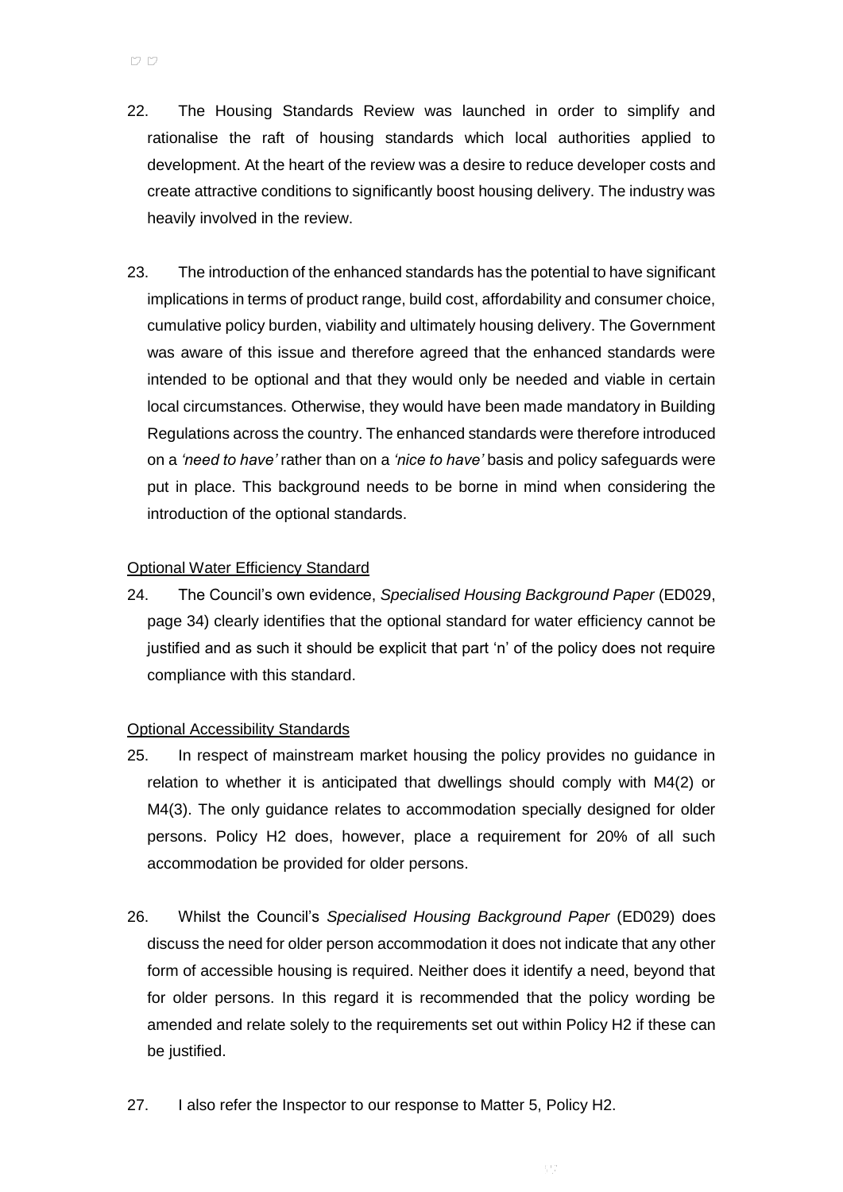22. The Housing Standards Review was launched in order to simplify and rationalise the raft of housing standards which local authorities applied to development. At the heart of the review was a desire to reduce developer costs and create attractive conditions to significantly boost housing delivery. The industry was heavily involved in the review.

23. The introduction of the enhanced standards has the potential to have significant implications in terms of product range, build cost, affordability and consumer choice, cumulative policy burden, viability and ultimately housing delivery. The Government was aware of this issue and therefore agreed that the enhanced standards were intended to be optional and that they would only be needed and viable in certain local circumstances. Otherwise, they would have been made mandatory in Building Regulations across the country. The enhanced standards were therefore introduced on a *'need to have'* rather than on a *'nice to have'* basis and policy safeguards were put in place. This background needs to be borne in mind when considering the introduction of the optional standards.

Optional Water Efficiency Standard

24. The Council's own evidence, *Specialised Housing Background Paper* (ED029, page 34) clearly identifies that the optional standard for water efficiency cannot be justified and as such it should be explicit that part 'n' of the policy does not require compliance with this standard.

Optional Accessibility Standards

25. In respect of mainstream market housing the policy provides no guidance in relation to whether it is anticipated that dwellings should comply with M4(2) or M4(3). The only guidance relates to accommodation specially designed for older persons. Policy H2 does, however, place a requirement for 20% of all such accommodation be provided for older persons.

26. Whilst the Council's *Specialised Housing Background Paper* (ED029) does discuss the need for older person accommodation it does not indicate that any other form of accessible housing is required. Neither does it identify a need, beyond that for older persons. In this regard it is recommended that the policy wording be amended and relate solely to the requirements set out within Policy H2 if these can be justified.

27. I also refer the Inspector to our response to Matter 5, Policy H2.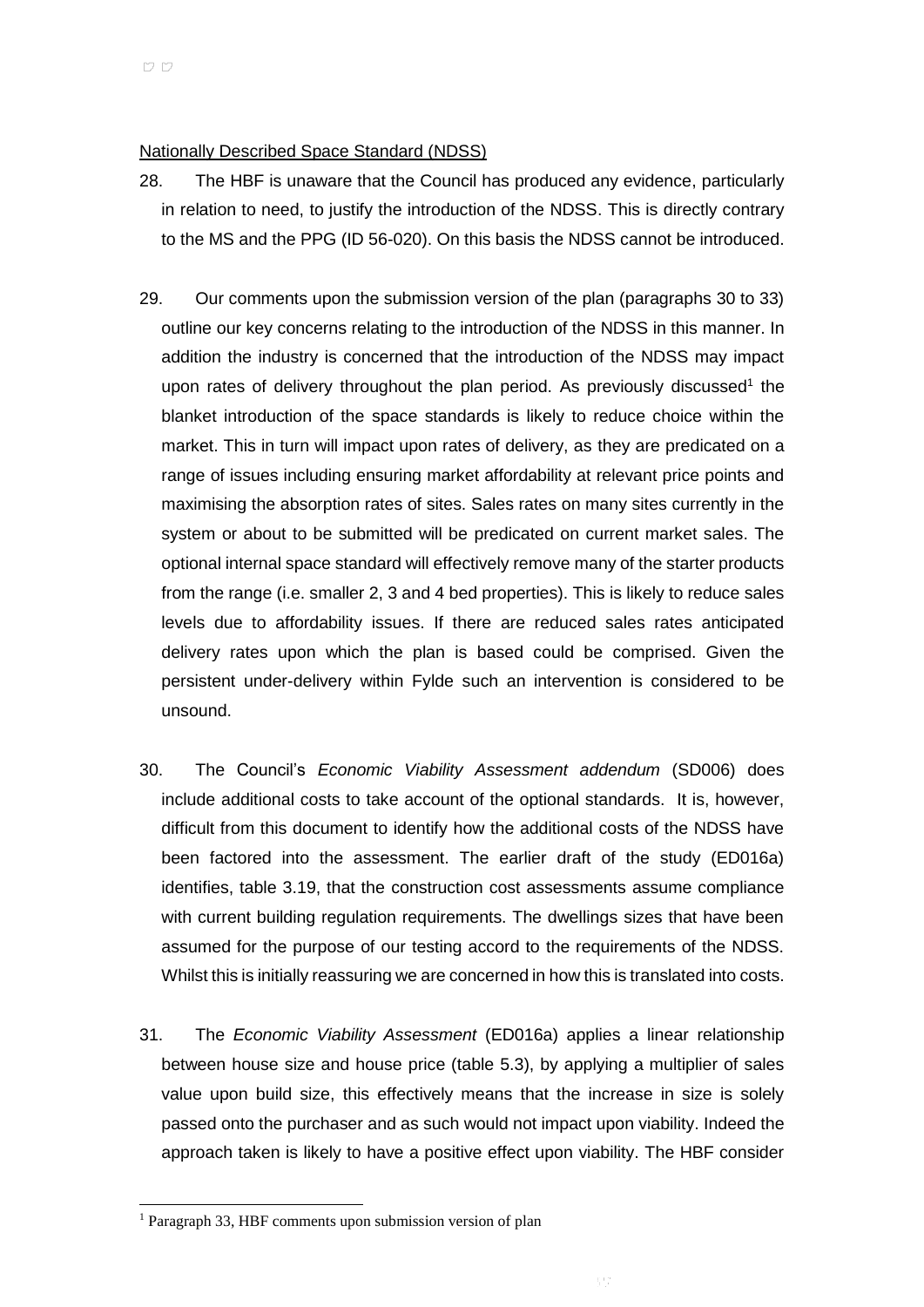Nationally Described Space Standard (NDSS)

28. The HBF is unaware that the Council has produced any evidence, particularly in relation to need, to justify the introduction of the NDSS. This is directly contrary to the MS and the PPG (ID 56-020). On this basis the NDSS cannot be introduced.

29. Our comments upon the submission version of the plan (paragraphs 30 to 33) outline our key concerns relating to the introduction of the NDSS in this manner. In addition the industry is concerned that the introduction of the NDSS may impact upon rates of delivery throughout the plan period. As previously discussed[1] the blanket introduction of the space standards is likely to reduce choice within the market. This in turn will impact upon rates of delivery, as they are predicated on a range of issues including ensuring market affordability at relevant price points and maximising the absorption rates of sites. Sales rates on many sites currently in the system or about to be submitted will be predicated on current market sales. The optional internal space standard will effectively remove many of the starter products from the range (i.e. smaller 2, 3 and 4 bed properties). This is likely to reduce sales levels due to affordability issues. If there are reduced sales rates anticipated delivery rates upon which the plan is based could be comprised. Given the persistent under-delivery within Fylde such an intervention is considered to be unsound.

30. The Council's *Economic Viability Assessment addendum* (SD006) does include additional costs to take account of the optional standards. It is, however, difficult from this document to identify how the additional costs of the NDSS have been factored into the assessment. The earlier draft of the study (ED016a) identifies, table 3.19, that the construction cost assessments assume compliance with current building regulation requirements. The dwellings sizes that have been assumed for the purpose of our testing accord to the requirements of the NDSS. Whilst this is initially reassuring we are concerned in how this is translated into costs.

31. The *Economic Viability Assessment* (ED016a) applies a linear relationship between house size and house price (table 5.3), by applying a multiplier of sales value upon build size, this effectively means that the increase in size is solely passed onto the purchaser and as such would not impact upon viability. Indeed the approach taken is likely to have a positive effect upon viability. The HBF consider

[1] Paragraph 33, HBF comments upon submission version of plan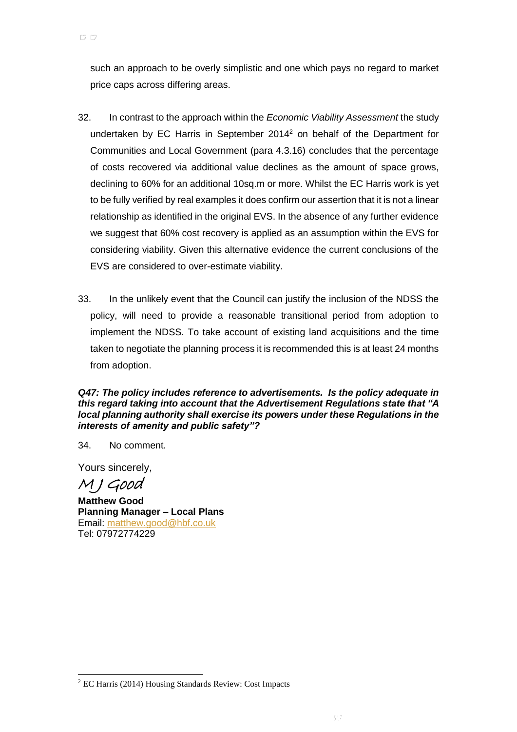such an approach to be overly simplistic and one which pays no regard to market price caps across differing areas.

32. In contrast to the approach within the *Economic Viability Assessment* the study undertaken by EC Harris in September 2014[2] on behalf of the Department for Communities and Local Government (para 4.3.16) concludes that the percentage of costs recovered via additional value declines as the amount of space grows, declining to 60% for an additional 10sq.m or more. Whilst the EC Harris work is yet to be fully verified by real examples it does confirm our assertion that it is not a linear relationship as identified in the original EVS. In the absence of any further evidence we suggest that 60% cost recovery is applied as an assumption within the EVS for considering viability. Given this alternative evidence the current conclusions of the EVS are considered to over-estimate viability.

33. In the unlikely event that the Council can justify the inclusion of the NDSS the policy, will need to provide a reasonable transitional period from adoption to implement the NDSS. To take account of existing land acquisitions and the time taken to negotiate the planning process it is recommended this is at least 24 months from adoption.

***Q47: The policy includes reference to advertisements. Is the policy adequate in this regard taking into account that the Advertisement Regulations state that "A local planning authority shall exercise its powers under these Regulations in the interests of amenity and public safety"?***

34. No comment.

Yours sincerely,

MJ Good

**Matthew Good**
**Planning Manager – Local Plans**
Email: matthew.good@hbf.co.uk
Tel: 07972774229

[2] EC Harris (2014) Housing Standards Review: Cost Impacts